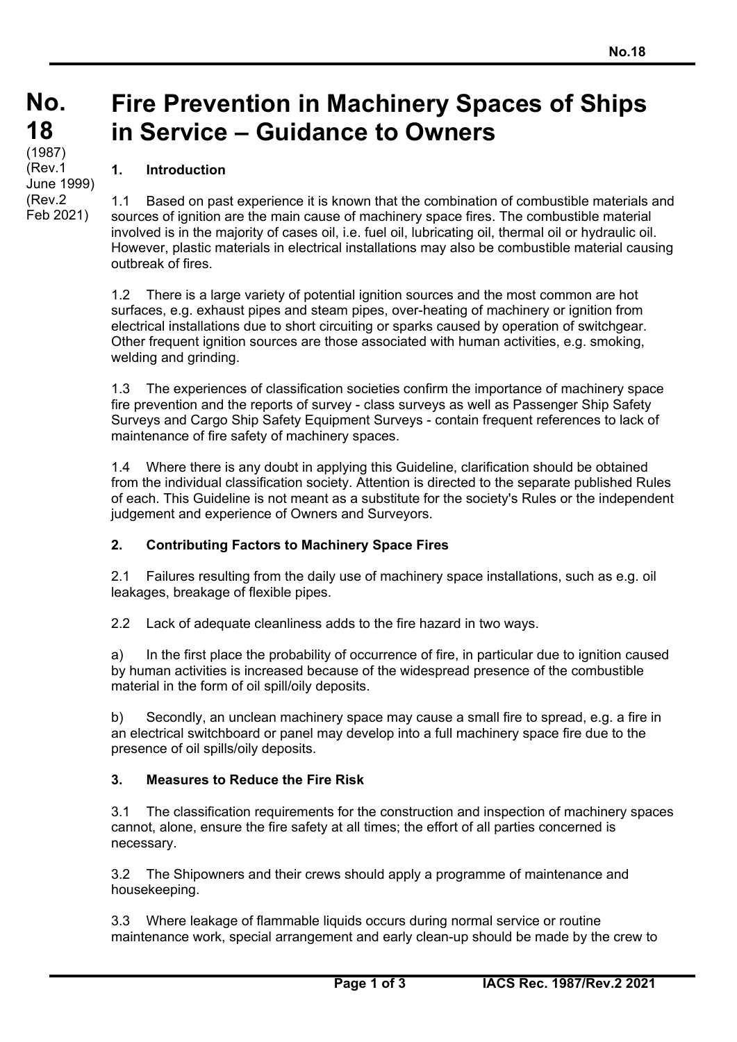# No. 18

(1987)
(Rev.1 June 1999)
(Rev.2 Feb 2021)

# Fire Prevention in Machinery Spaces of Ships in Service – Guidance to Owners

## 1. Introduction

1.1 Based on past experience it is known that the combination of combustible materials and sources of ignition are the main cause of machinery space fires. The combustible material involved is in the majority of cases oil, i.e. fuel oil, lubricating oil, thermal oil or hydraulic oil. However, plastic materials in electrical installations may also be combustible material causing outbreak of fires.

1.2 There is a large variety of potential ignition sources and the most common are hot surfaces, e.g. exhaust pipes and steam pipes, over-heating of machinery or ignition from electrical installations due to short circuiting or sparks caused by operation of switchgear. Other frequent ignition sources are those associated with human activities, e.g. smoking, welding and grinding.

1.3 The experiences of classification societies confirm the importance of machinery space fire prevention and the reports of survey - class surveys as well as Passenger Ship Safety Surveys and Cargo Ship Safety Equipment Surveys - contain frequent references to lack of maintenance of fire safety of machinery spaces.

1.4 Where there is any doubt in applying this Guideline, clarification should be obtained from the individual classification society. Attention is directed to the separate published Rules of each. This Guideline is not meant as a substitute for the society's Rules or the independent judgement and experience of Owners and Surveyors.

## 2. Contributing Factors to Machinery Space Fires

2.1 Failures resulting from the daily use of machinery space installations, such as e.g. oil leakages, breakage of flexible pipes.

2.2 Lack of adequate cleanliness adds to the fire hazard in two ways.

a) In the first place the probability of occurrence of fire, in particular due to ignition caused by human activities is increased because of the widespread presence of the combustible material in the form of oil spill/oily deposits.

b) Secondly, an unclean machinery space may cause a small fire to spread, e.g. a fire in an electrical switchboard or panel may develop into a full machinery space fire due to the presence of oil spills/oily deposits.

## 3. Measures to Reduce the Fire Risk

3.1 The classification requirements for the construction and inspection of machinery spaces cannot, alone, ensure the fire safety at all times; the effort of all parties concerned is necessary.

3.2 The Shipowners and their crews should apply a programme of maintenance and housekeeping.

3.3 Where leakage of flammable liquids occurs during normal service or routine maintenance work, special arrangement and early clean-up should be made by the crew to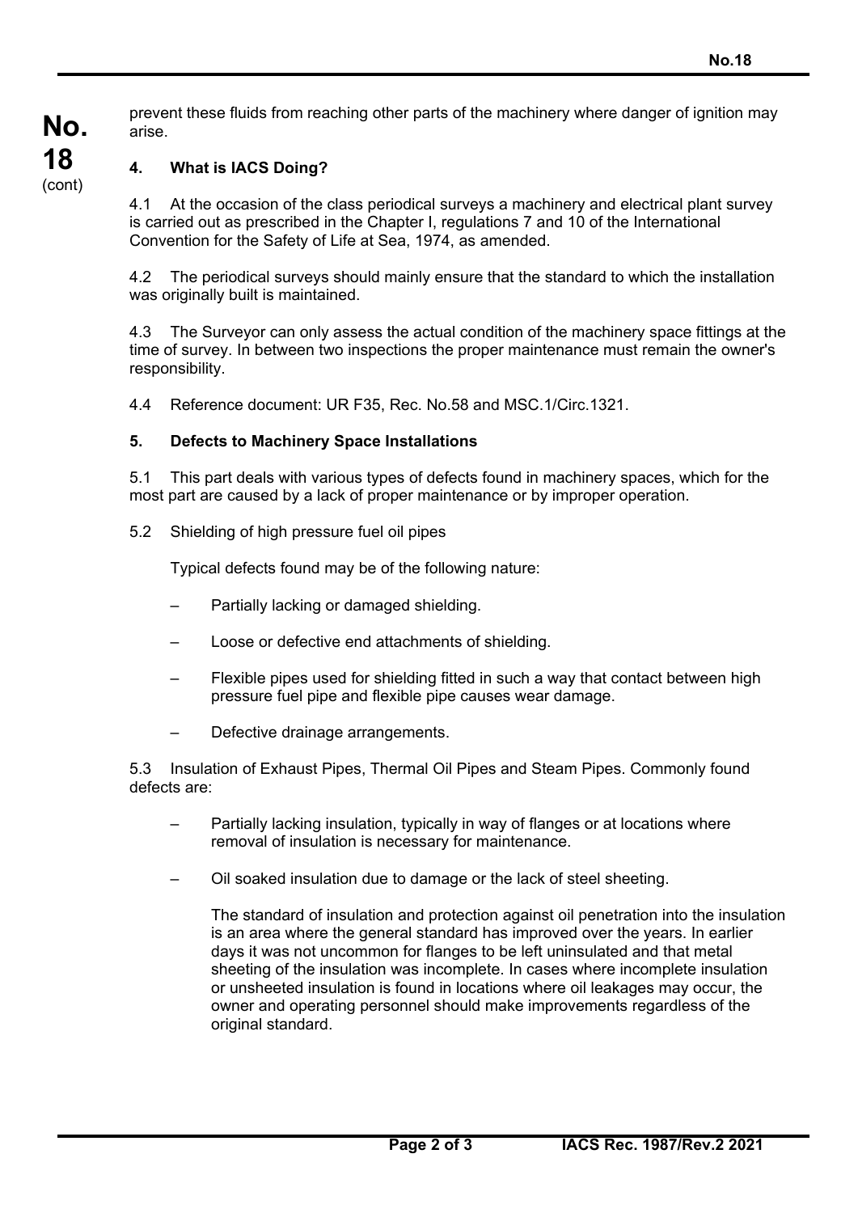prevent these fluids from reaching other parts of the machinery where danger of ignition may arise.

## 4. What is IACS Doing?

4.1 At the occasion of the class periodical surveys a machinery and electrical plant survey is carried out as prescribed in the Chapter I, regulations 7 and 10 of the International Convention for the Safety of Life at Sea, 1974, as amended.

4.2 The periodical surveys should mainly ensure that the standard to which the installation was originally built is maintained.

4.3 The Surveyor can only assess the actual condition of the machinery space fittings at the time of survey. In between two inspections the proper maintenance must remain the owner's responsibility.

4.4 Reference document: UR F35, Rec. No.58 and MSC.1/Circ.1321.

## 5. Defects to Machinery Space Installations

5.1 This part deals with various types of defects found in machinery spaces, which for the most part are caused by a lack of proper maintenance or by improper operation.

5.2 Shielding of high pressure fuel oil pipes

Typical defects found may be of the following nature:

- Partially lacking or damaged shielding.
- Loose or defective end attachments of shielding.
- Flexible pipes used for shielding fitted in such a way that contact between high pressure fuel pipe and flexible pipe causes wear damage.
- Defective drainage arrangements.

5.3 Insulation of Exhaust Pipes, Thermal Oil Pipes and Steam Pipes. Commonly found defects are:

- Partially lacking insulation, typically in way of flanges or at locations where removal of insulation is necessary for maintenance.
- Oil soaked insulation due to damage or the lack of steel sheeting.

  The standard of insulation and protection against oil penetration into the insulation is an area where the general standard has improved over the years. In earlier days it was not uncommon for flanges to be left uninsulated and that metal sheeting of the insulation was incomplete. In cases where incomplete insulation or unsheeted insulation is found in locations where oil leakages may occur, the owner and operating personnel should make improvements regardless of the original standard.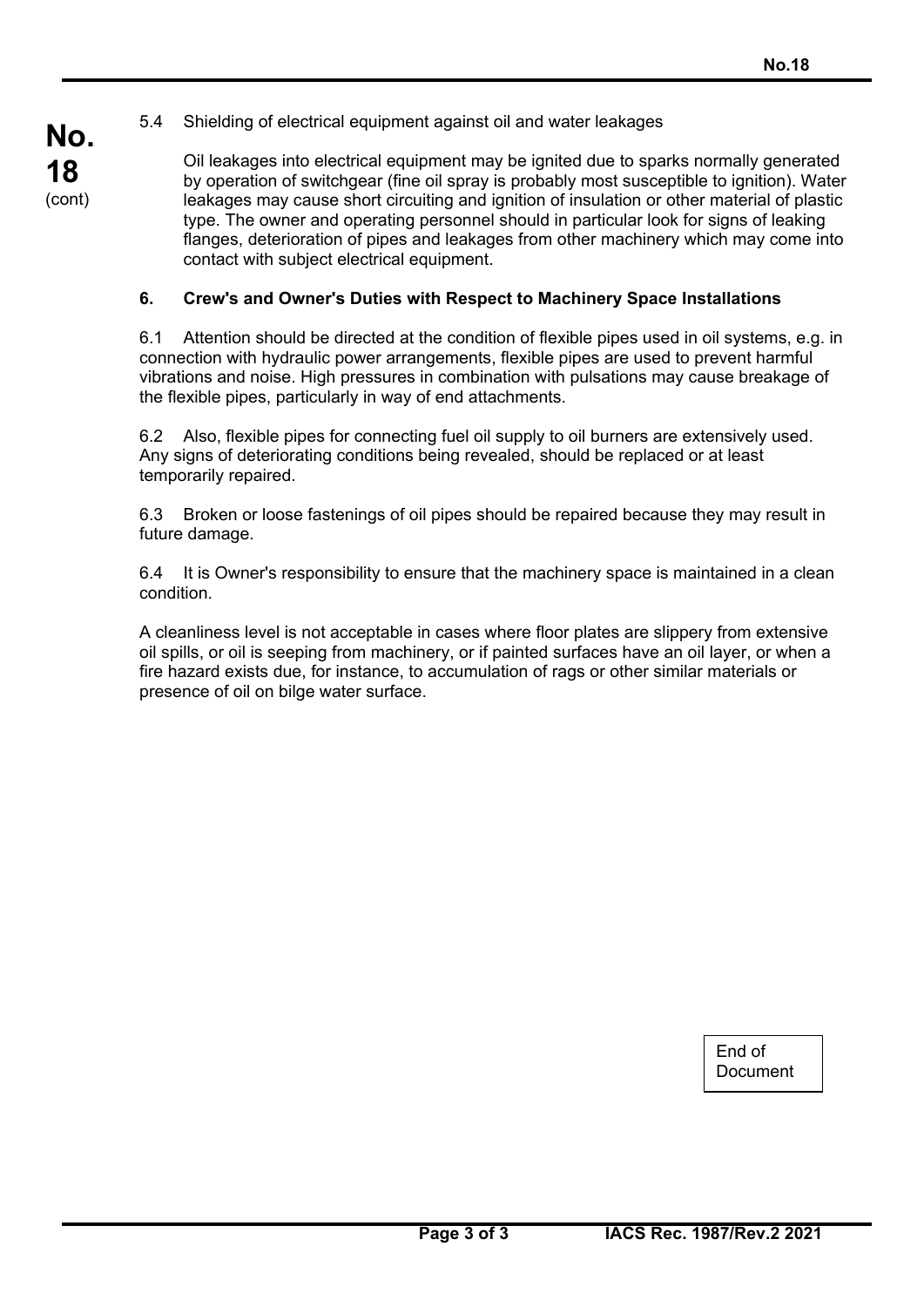5.4 Shielding of electrical equipment against oil and water leakages

Oil leakages into electrical equipment may be ignited due to sparks normally generated by operation of switchgear (fine oil spray is probably most susceptible to ignition). Water leakages may cause short circuiting and ignition of insulation or other material of plastic type. The owner and operating personnel should in particular look for signs of leaking flanges, deterioration of pipes and leakages from other machinery which may come into contact with subject electrical equipment.

### 6. Crew's and Owner's Duties with Respect to Machinery Space Installations

6.1 Attention should be directed at the condition of flexible pipes used in oil systems, e.g. in connection with hydraulic power arrangements, flexible pipes are used to prevent harmful vibrations and noise. High pressures in combination with pulsations may cause breakage of the flexible pipes, particularly in way of end attachments.

6.2 Also, flexible pipes for connecting fuel oil supply to oil burners are extensively used. Any signs of deteriorating conditions being revealed, should be replaced or at least temporarily repaired.

6.3 Broken or loose fastenings of oil pipes should be repaired because they may result in future damage.

6.4 It is Owner's responsibility to ensure that the machinery space is maintained in a clean condition.

A cleanliness level is not acceptable in cases where floor plates are slippery from extensive oil spills, or oil is seeping from machinery, or if painted surfaces have an oil layer, or when a fire hazard exists due, for instance, to accumulation of rags or other similar materials or presence of oil on bilge water surface.

End of Document